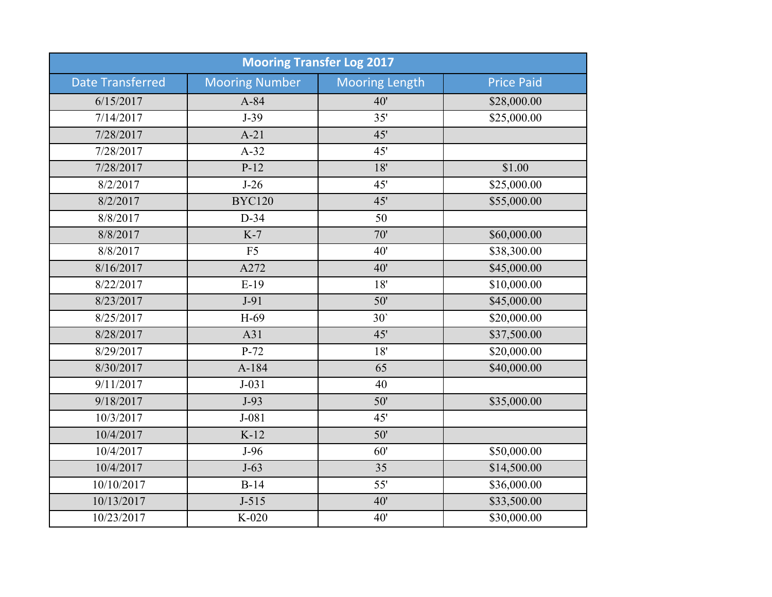| Mooring Transfer Log 2017 | | | |
|---|---|---|---|
| Date Transferred | Mooring Number | Mooring Length | Price Paid |
| 6/15/2017 | A-84 | 40' | $28,000.00 |
| 7/14/2017 | J-39 | 35' | $25,000.00 |
| 7/28/2017 | A-21 | 45' | |
| 7/28/2017 | A-32 | 45' | |
| 7/28/2017 | P-12 | 18' | $1.00 |
| 8/2/2017 | J-26 | 45' | $25,000.00 |
| 8/2/2017 | BYC120 | 45' | $55,000.00 |
| 8/8/2017 | D-34 | 50 | |
| 8/8/2017 | K-7 | 70' | $60,000.00 |
| 8/8/2017 | F5 | 40' | $38,300.00 |
| 8/16/2017 | A272 | 40' | $45,000.00 |
| 8/22/2017 | E-19 | 18' | $10,000.00 |
| 8/23/2017 | J-91 | 50' | $45,000.00 |
| 8/25/2017 | H-69 | 30` | $20,000.00 |
| 8/28/2017 | A31 | 45' | $37,500.00 |
| 8/29/2017 | P-72 | 18' | $20,000.00 |
| 8/30/2017 | A-184 | 65 | $40,000.00 |
| 9/11/2017 | J-031 | 40 | |
| 9/18/2017 | J-93 | 50' | $35,000.00 |
| 10/3/2017 | J-081 | 45' | |
| 10/4/2017 | K-12 | 50' | |
| 10/4/2017 | J-96 | 60' | $50,000.00 |
| 10/4/2017 | J-63 | 35 | $14,500.00 |
| 10/10/2017 | B-14 | 55' | $36,000.00 |
| 10/13/2017 | J-515 | 40' | $33,500.00 |
| 10/23/2017 | K-020 | 40' | $30,000.00 |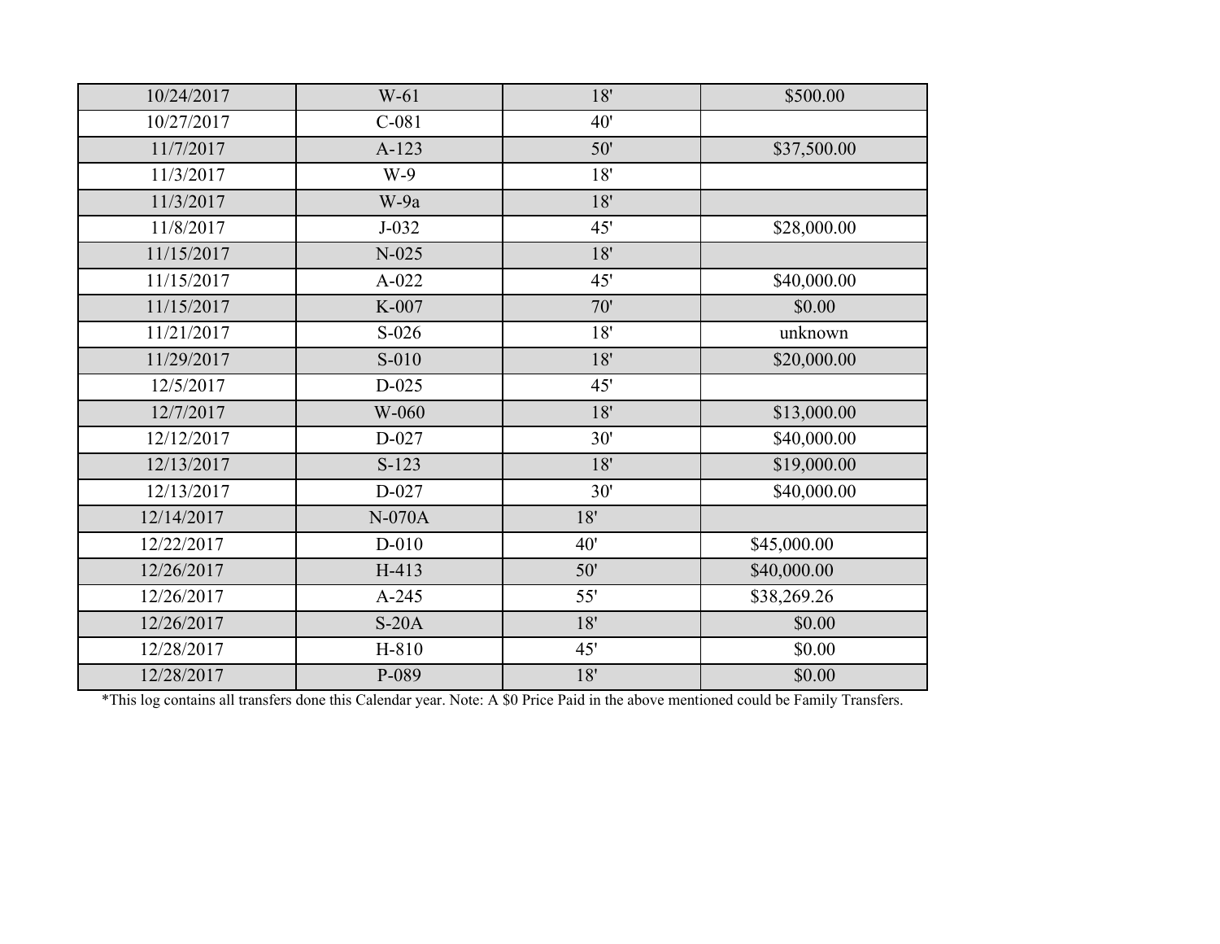| | | | |
|---|---|---|---|
| 10/24/2017 | W-61 | 18' | $500.00 |
| 10/27/2017 | C-081 | 40' | |
| 11/7/2017 | A-123 | 50' | $37,500.00 |
| 11/3/2017 | W-9 | 18' | |
| 11/3/2017 | W-9a | 18' | |
| 11/8/2017 | J-032 | 45' | $28,000.00 |
| 11/15/2017 | N-025 | 18' | |
| 11/15/2017 | A-022 | 45' | $40,000.00 |
| 11/15/2017 | K-007 | 70' | $0.00 |
| 11/21/2017 | S-026 | 18' | unknown |
| 11/29/2017 | S-010 | 18' | $20,000.00 |
| 12/5/2017 | D-025 | 45' | |
| 12/7/2017 | W-060 | 18' | $13,000.00 |
| 12/12/2017 | D-027 | 30' | $40,000.00 |
| 12/13/2017 | S-123 | 18' | $19,000.00 |
| 12/13/2017 | D-027 | 30' | $40,000.00 |
| 12/14/2017 | N-070A | 18' | |
| 12/22/2017 | D-010 | 40' | $45,000.00 |
| 12/26/2017 | H-413 | 50' | $40,000.00 |
| 12/26/2017 | A-245 | 55' | $38,269.26 |
| 12/26/2017 | S-20A | 18' | $0.00 |
| 12/28/2017 | H-810 | 45' | $0.00 |
| 12/28/2017 | P-089 | 18' | $0.00 |

*This log contains all transfers done this Calendar year. Note: A $0 Price Paid in the above mentioned could be Family Transfers.